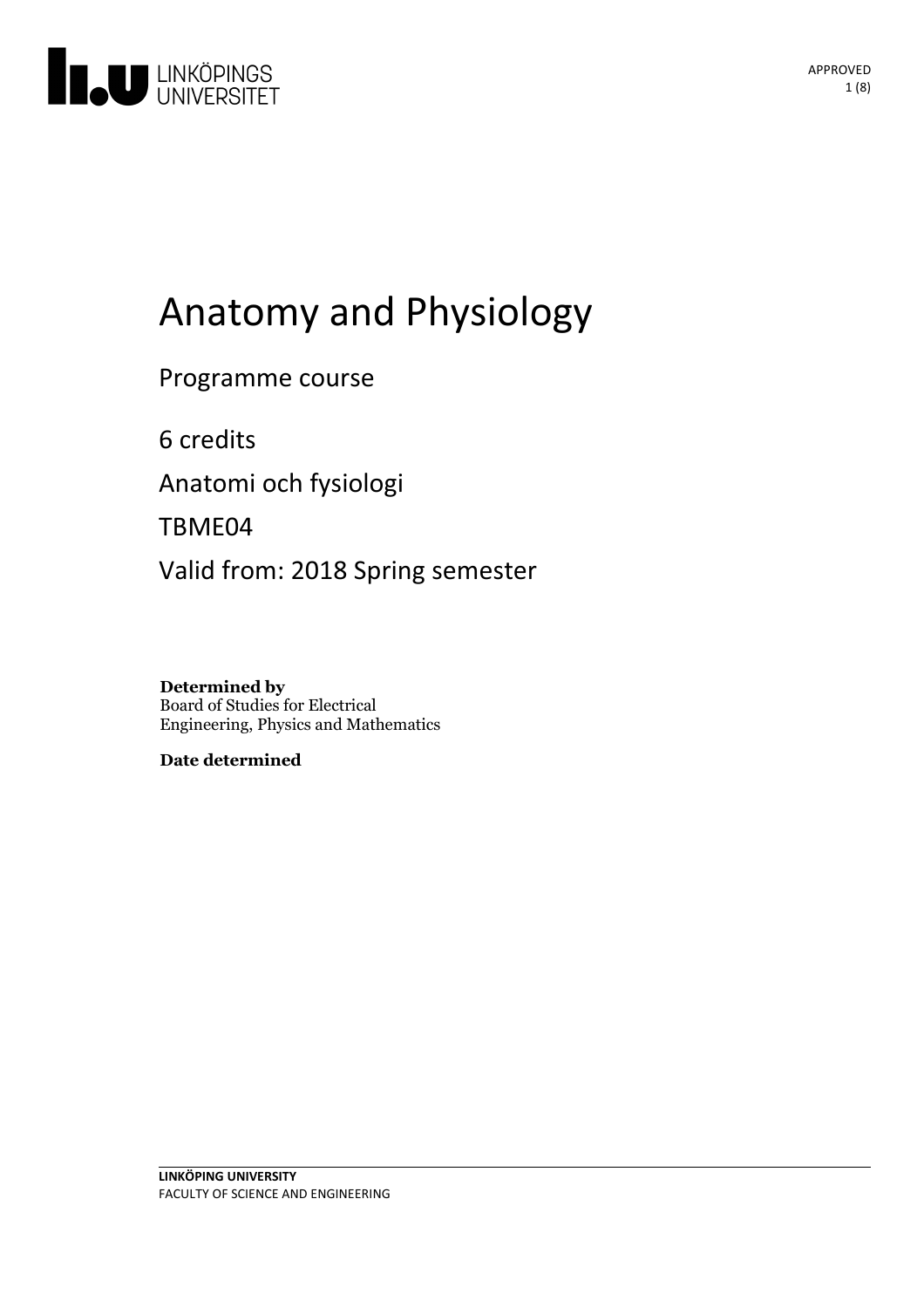# Anatomy and Physiology

Programme course

6 credits

Anatomi och fysiologi

TBME04

Valid from: 2018 Spring semester

**Determined by**
Board of Studies for Electrical Engineering, Physics and Mathematics

**Date determined**

LINKÖPING UNIVERSITY
FACULTY OF SCIENCE AND ENGINEERING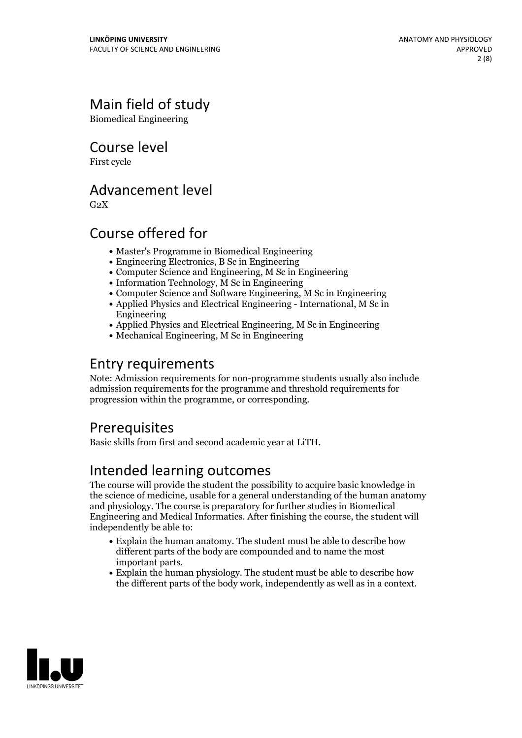## Main field of study

Biomedical Engineering

## Course level

First cycle

## Advancement level

G2X

## Course offered for

- Master's Programme in Biomedical Engineering
- Engineering Electronics, B Sc in Engineering
- Computer Science and Engineering, M Sc in Engineering
- Information Technology, M Sc in Engineering
- Computer Science and Software Engineering, M Sc in Engineering
- Applied Physics and Electrical Engineering - International, M Sc in Engineering
- Applied Physics and Electrical Engineering, M Sc in Engineering
- Mechanical Engineering, M Sc in Engineering

## Entry requirements

Note: Admission requirements for non-programme students usually also include admission requirements for the programme and threshold requirements for progression within the programme, or corresponding.

## Prerequisites

Basic skills from first and second academic year at LiTH.

## Intended learning outcomes

The course will provide the student the possibility to acquire basic knowledge in the science of medicine, usable for a general understanding of the human anatomy and physiology. The course is preparatory for further studies in Biomedical Engineering and Medical Informatics. After finishing the course, the student will independently be able to:

- Explain the human anatomy. The student must be able to describe how different parts of the body are compounded and to name the most important parts.
- Explain the human physiology. The student must be able to describe how the different parts of the body work, independently as well as in a context.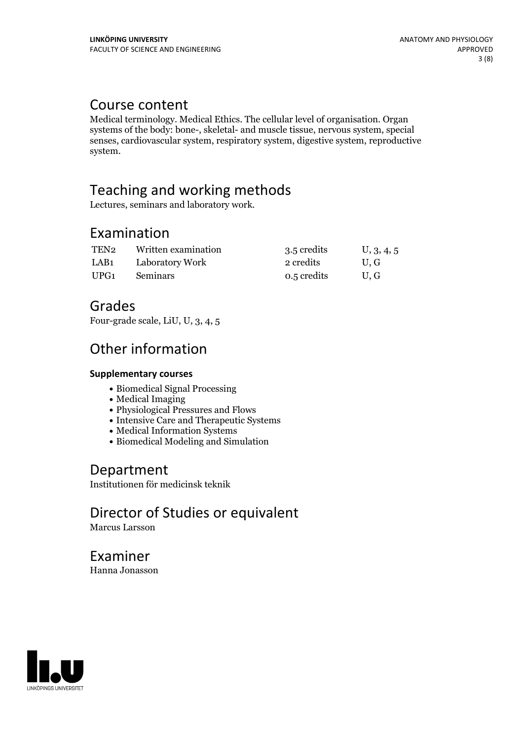## Course content

Medical terminology. Medical Ethics. The cellular level of organisation. Organ systems of the body: bone-, skeletal- and muscle tissue, nervous system, special senses, cardiovascular system, respiratory system, digestive system, reproductive system.

## Teaching and working methods

Lectures, seminars and laboratory work.

## Examination

| | | | |
|---|---|---|---|
| TEN2 | Written examination | 3.5 credits | U, 3, 4, 5 |
| LAB1 | Laboratory Work | 2 credits | U, G |
| UPG1 | Seminars | 0.5 credits | U, G |

## Grades

Four-grade scale, LiU, U, 3, 4, 5

## Other information

**Supplementary courses**

- Biomedical Signal Processing
- Medical Imaging
- Physiological Pressures and Flows
- Intensive Care and Therapeutic Systems
- Medical Information Systems
- Biomedical Modeling and Simulation

## Department

Institutionen för medicinsk teknik

## Director of Studies or equivalent

Marcus Larsson

## Examiner

Hanna Jonasson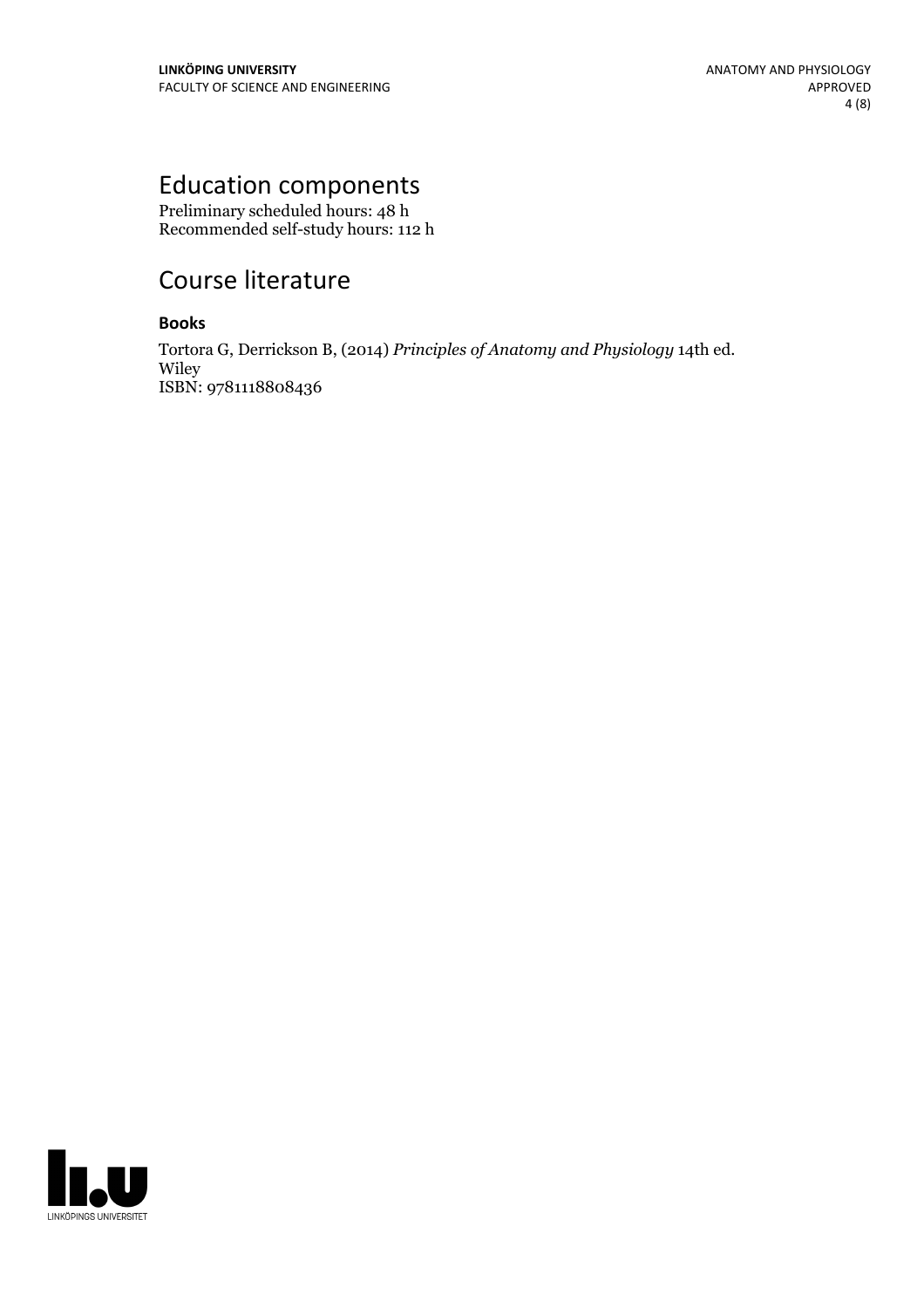## Education components

Preliminary scheduled hours: 48 h
Recommended self-study hours: 112 h

## Course literature

### Books

Tortora G, Derrickson B, (2014) *Principles of Anatomy and Physiology* 14th ed.
Wiley
ISBN: 9781118808436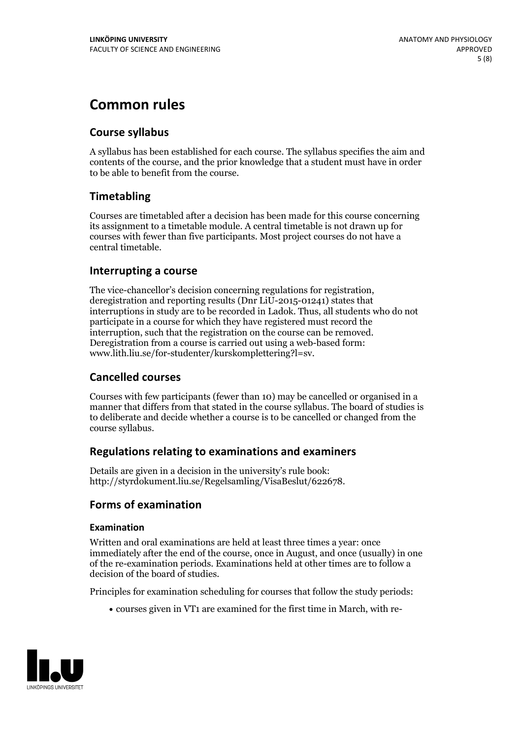# Common rules

## Course syllabus

A syllabus has been established for each course. The syllabus specifies the aim and contents of the course, and the prior knowledge that a student must have in order to be able to benefit from the course.

## Timetabling

Courses are timetabled after a decision has been made for this course concerning its assignment to a timetable module. A central timetable is not drawn up for courses with fewer than five participants. Most project courses do not have a central timetable.

## Interrupting a course

The vice-chancellor's decision concerning regulations for registration, deregistration and reporting results (Dnr LiU-2015-01241) states that interruptions in study are to be recorded in Ladok. Thus, all students who do not participate in a course for which they have registered must record the interruption, such that the registration on the course can be removed. Deregistration from a course is carried out using a web-based form: www.lith.liu.se/for-studenter/kurskomplettering?l=sv.

## Cancelled courses

Courses with few participants (fewer than 10) may be cancelled or organised in a manner that differs from that stated in the course syllabus. The board of studies is to deliberate and decide whether a course is to be cancelled or changed from the course syllabus.

## Regulations relating to examinations and examiners

Details are given in a decision in the university's rule book: http://styrdokument.liu.se/Regelsamling/VisaBeslut/622678.

## Forms of examination

### Examination

Written and oral examinations are held at least three times a year: once immediately after the end of the course, once in August, and once (usually) in one of the re-examination periods. Examinations held at other times are to follow a decision of the board of studies.

Principles for examination scheduling for courses that follow the study periods:

- courses given in VT1 are examined for the first time in March, with re-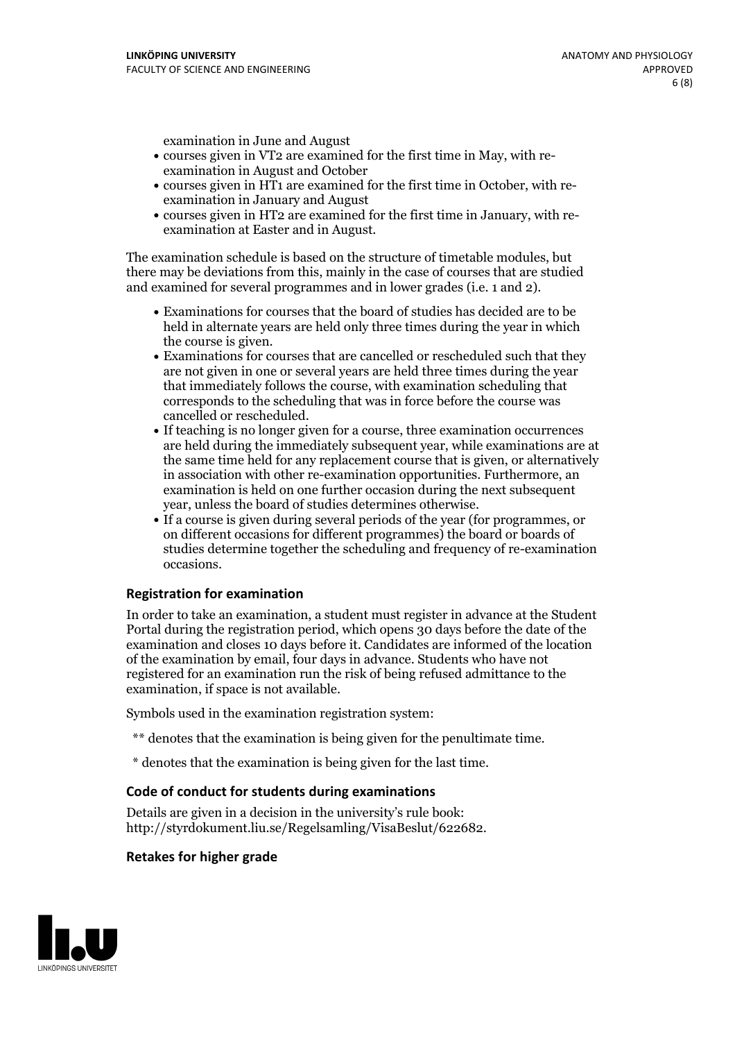examination in June and August

- courses given in VT2 are examined for the first time in May, with re-examination in August and October
- courses given in HT1 are examined for the first time in October, with re-examination in January and August
- courses given in HT2 are examined for the first time in January, with re-examination at Easter and in August.

The examination schedule is based on the structure of timetable modules, but there may be deviations from this, mainly in the case of courses that are studied and examined for several programmes and in lower grades (i.e. 1 and 2).

- Examinations for courses that the board of studies has decided are to be held in alternate years are held only three times during the year in which the course is given.
- Examinations for courses that are cancelled or rescheduled such that they are not given in one or several years are held three times during the year that immediately follows the course, with examination scheduling that corresponds to the scheduling that was in force before the course was cancelled or rescheduled.
- If teaching is no longer given for a course, three examination occurrences are held during the immediately subsequent year, while examinations are at the same time held for any replacement course that is given, or alternatively in association with other re-examination opportunities. Furthermore, an examination is held on one further occasion during the next subsequent year, unless the board of studies determines otherwise.
- If a course is given during several periods of the year (for programmes, or on different occasions for different programmes) the board or boards of studies determine together the scheduling and frequency of re-examination occasions.

### Registration for examination

In order to take an examination, a student must register in advance at the Student Portal during the registration period, which opens 30 days before the date of the examination and closes 10 days before it. Candidates are informed of the location of the examination by email, four days in advance. Students who have not registered for an examination run the risk of being refused admittance to the examination, if space is not available.

Symbols used in the examination registration system:

** denotes that the examination is being given for the penultimate time.

* denotes that the examination is being given for the last time.

### Code of conduct for students during examinations

Details are given in a decision in the university's rule book: http://styrdokument.liu.se/Regelsamling/VisaBeslut/622682.

### Retakes for higher grade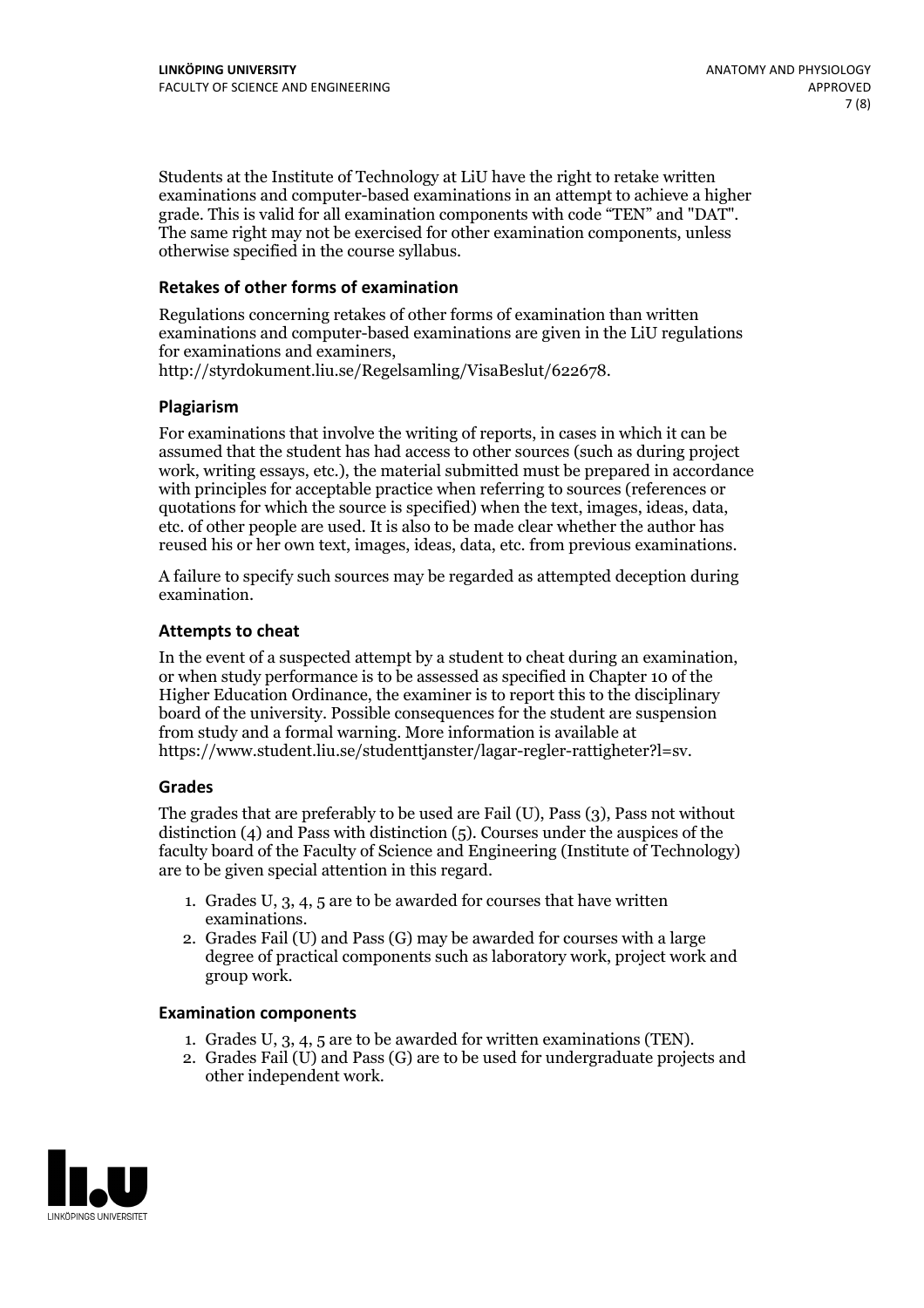Students at the Institute of Technology at LiU have the right to retake written examinations and computer-based examinations in an attempt to achieve a higher grade. This is valid for all examination components with code "TEN" and "DAT". The same right may not be exercised for other examination components, unless otherwise specified in the course syllabus.

### Retakes of other forms of examination

Regulations concerning retakes of other forms of examination than written examinations and computer-based examinations are given in the LiU regulations for examinations and examiners, http://styrdokument.liu.se/Regelsamling/VisaBeslut/622678.

### Plagiarism

For examinations that involve the writing of reports, in cases in which it can be assumed that the student has had access to other sources (such as during project work, writing essays, etc.), the material submitted must be prepared in accordance with principles for acceptable practice when referring to sources (references or quotations for which the source is specified) when the text, images, ideas, data, etc. of other people are used. It is also to be made clear whether the author has reused his or her own text, images, ideas, data, etc. from previous examinations.

A failure to specify such sources may be regarded as attempted deception during examination.

### Attempts to cheat

In the event of a suspected attempt by a student to cheat during an examination, or when study performance is to be assessed as specified in Chapter 10 of the Higher Education Ordinance, the examiner is to report this to the disciplinary board of the university. Possible consequences for the student are suspension from study and a formal warning. More information is available at https://www.student.liu.se/studenttjanster/lagar-regler-rattigheter?l=sv.

### Grades

The grades that are preferably to be used are Fail (U), Pass (3), Pass not without distinction (4) and Pass with distinction (5). Courses under the auspices of the faculty board of the Faculty of Science and Engineering (Institute of Technology) are to be given special attention in this regard.

1. Grades U, 3, 4, 5 are to be awarded for courses that have written examinations.
2. Grades Fail (U) and Pass (G) may be awarded for courses with a large degree of practical components such as laboratory work, project work and group work.

### Examination components

1. Grades U, 3, 4, 5 are to be awarded for written examinations (TEN).
2. Grades Fail (U) and Pass (G) are to be used for undergraduate projects and other independent work.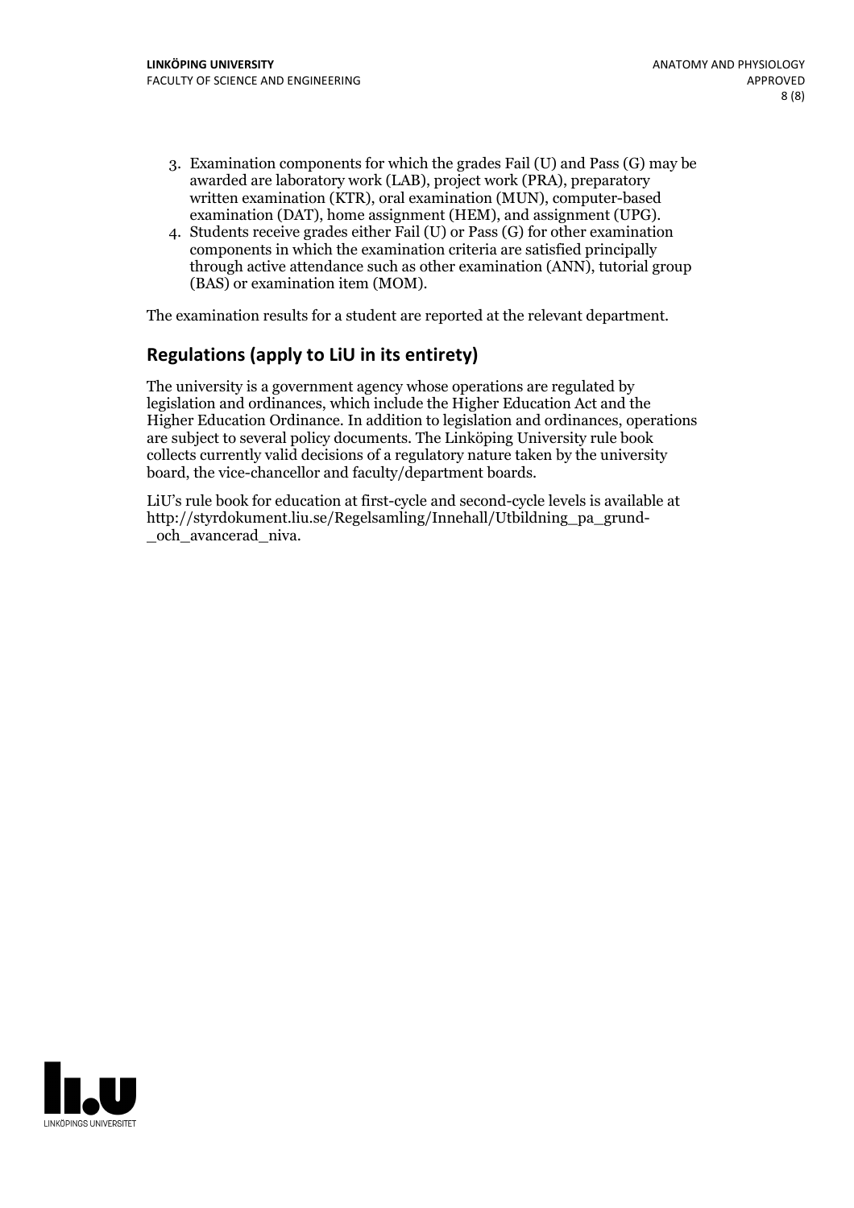3. Examination components for which the grades Fail (U) and Pass (G) may be awarded are laboratory work (LAB), project work (PRA), preparatory written examination (KTR), oral examination (MUN), computer-based examination (DAT), home assignment (HEM), and assignment (UPG).
4. Students receive grades either Fail (U) or Pass (G) for other examination components in which the examination criteria are satisfied principally through active attendance such as other examination (ANN), tutorial group (BAS) or examination item (MOM).

The examination results for a student are reported at the relevant department.

## Regulations (apply to LiU in its entirety)

The university is a government agency whose operations are regulated by legislation and ordinances, which include the Higher Education Act and the Higher Education Ordinance. In addition to legislation and ordinances, operations are subject to several policy documents. The Linköping University rule book collects currently valid decisions of a regulatory nature taken by the university board, the vice-chancellor and faculty/department boards.

LiU's rule book for education at first-cycle and second-cycle levels is available at http://styrdokument.liu.se/Regelsamling/Innehall/Utbildning_pa_grund-_och_avancerad_niva.